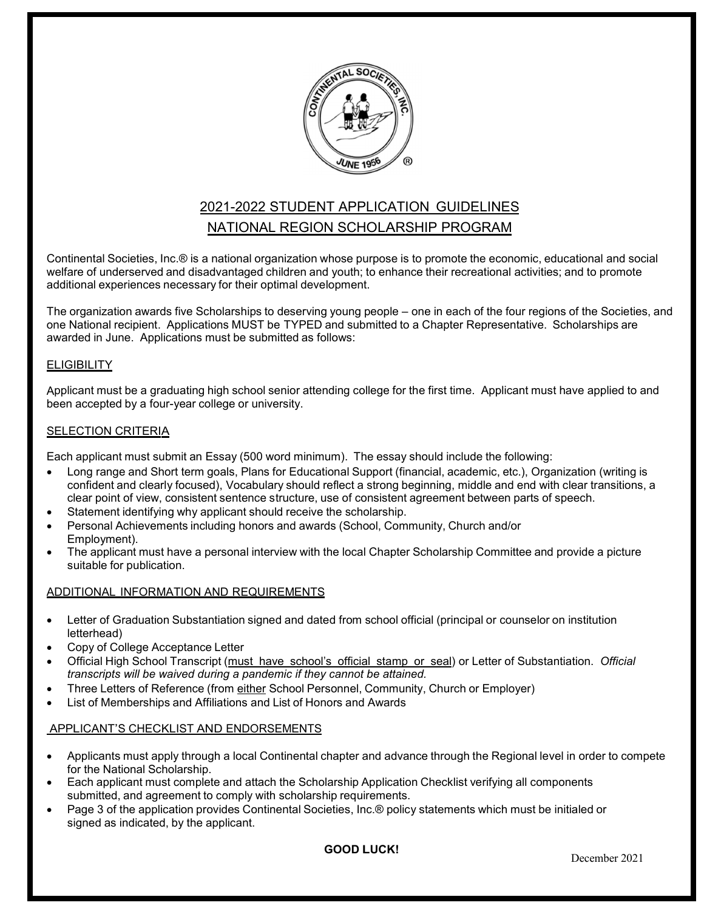## 2021-2022 STUDENT APPLICATION GUIDELINES
## NATIONAL REGION SCHOLARSHIP PROGRAM

Continental Societies, Inc.® is a national organization whose purpose is to promote the economic, educational and social welfare of underserved and disadvantaged children and youth; to enhance their recreational activities; and to promote additional experiences necessary for their optimal development.

The organization awards five Scholarships to deserving young people – one in each of the four regions of the Societies, and one National recipient. Applications MUST be TYPED and submitted to a Chapter Representative. Scholarships are awarded in June. Applications must be submitted as follows:

### ELIGIBILITY

Applicant must be a graduating high school senior attending college for the first time. Applicant must have applied to and been accepted by a four-year college or university.

### SELECTION CRITERIA

Each applicant must submit an Essay (500 word minimum). The essay should include the following:

- Long range and Short term goals, Plans for Educational Support (financial, academic, etc.), Organization (writing is confident and clearly focused), Vocabulary should reflect a strong beginning, middle and end with clear transitions, a clear point of view, consistent sentence structure, use of consistent agreement between parts of speech.
- Statement identifying why applicant should receive the scholarship.
- Personal Achievements including honors and awards (School, Community, Church and/or Employment).
- The applicant must have a personal interview with the local Chapter Scholarship Committee and provide a picture suitable for publication.

### ADDITIONAL INFORMATION AND REQUIREMENTS

- Letter of Graduation Substantiation signed and dated from school official (principal or counselor on institution letterhead)
- Copy of College Acceptance Letter
- Official High School Transcript (must have school's official stamp or seal) or Letter of Substantiation. *Official transcripts will be waived during a pandemic if they cannot be attained.*
- Three Letters of Reference (from either School Personnel, Community, Church or Employer)
- List of Memberships and Affiliations and List of Honors and Awards

### APPLICANT'S CHECKLIST AND ENDORSEMENTS

- Applicants must apply through a local Continental chapter and advance through the Regional level in order to compete for the National Scholarship.
- Each applicant must complete and attach the Scholarship Application Checklist verifying all components submitted, and agreement to comply with scholarship requirements.
- Page 3 of the application provides Continental Societies, Inc.® policy statements which must be initialed or signed as indicated, by the applicant.

**GOOD LUCK!**

December 2021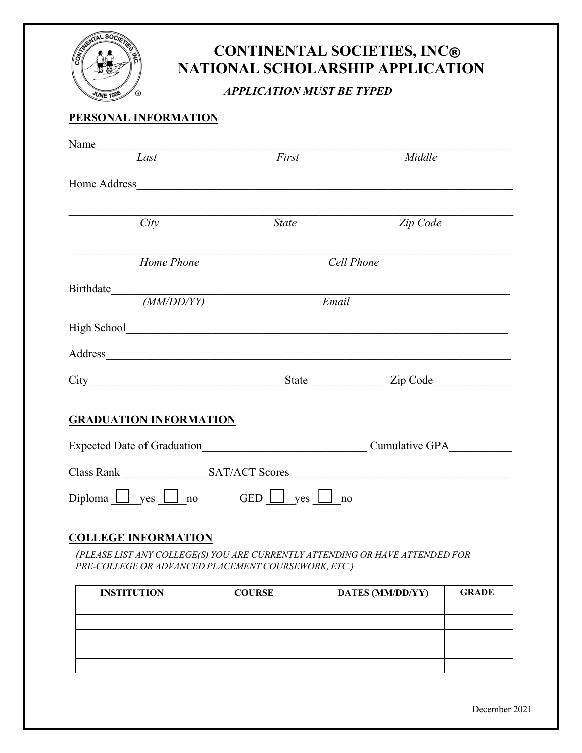# CONTINENTAL SOCIETIES, INC®
# NATIONAL SCHOLARSHIP APPLICATION

***APPLICATION MUST BE TYPED***

## PERSONAL INFORMATION

Name_______________________________________________________________
*Last* *First* *Middle*

Home Address________________________________________________________

___________________________________________________________________
*City* *State* *Zip Code*

___________________________________________________________________
*Home Phone* *Cell Phone*

Birthdate___________________________________________________________
*(MM/DD/YY)* *Email*

High School_________________________________________________________

Address____________________________________________________________

City ________________________________State_____________ Zip Code_____________

## GRADUATION INFORMATION

Expected Date of Graduation____________________________ Cumulative GPA__________

Class Rank ______________SAT/ACT Scores ____________________________________

Diploma ☐ yes ☐ no GED ☐ yes ☐ no

## COLLEGE INFORMATION

*(PLEASE LIST ANY COLLEGE(S) YOU ARE CURRENTLY ATTENDING OR HAVE ATTENDED FOR PRE-COLLEGE OR ADVANCED PLACEMENT COURSEWORK, ETC.)*

| INSTITUTION | COURSE | DATES (MM/DD/YY) | GRADE |
|---|---|---|---|
| | | | |
| | | | |
| | | | |
| | | | |
| | | | |

December 2021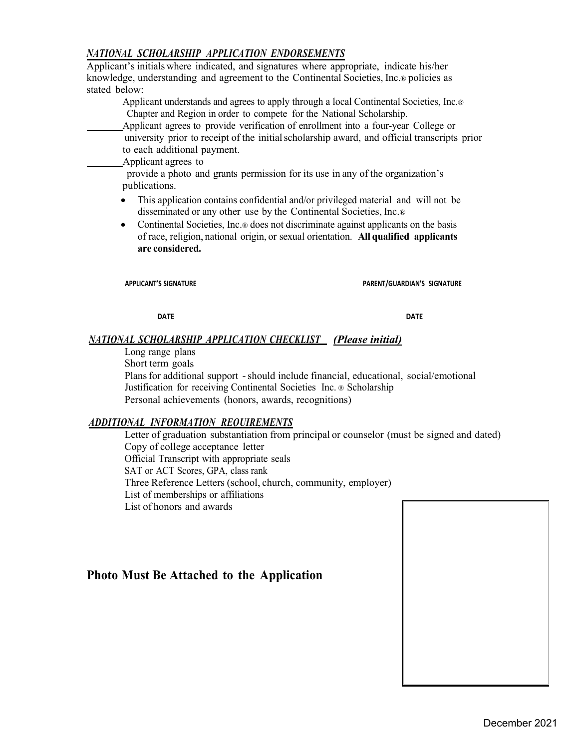## *NATIONAL SCHOLARSHIP APPLICATION ENDORSEMENTS*

Applicant's initials where indicated, and signatures where appropriate, indicate his/her knowledge, understanding and agreement to the Continental Societies, Inc.® policies as stated below:

Applicant understands and agrees to apply through a local Continental Societies, Inc.® Chapter and Region in order to compete for the National Scholarship.

_______ Applicant agrees to provide verification of enrollment into a four-year College or university prior to receipt of the initial scholarship award, and official transcripts prior to each additional payment.

_______ Applicant agrees to provide a photo and grants permission for its use in any of the organization's publications.

- This application contains confidential and/or privileged material and will not be disseminated or any other use by the Continental Societies, Inc.®
- Continental Societies, Inc.® does not discriminate against applicants on the basis of race, religion, national origin, or sexual orientation. **All qualified applicants are considered.**

APPLICANT'S SIGNATURE

PARENT/GUARDIAN'S SIGNATURE

DATE

DATE

## *NATIONAL SCHOLARSHIP APPLICATION CHECKLIST* ***(Please initial)***

Long range plans
Short term goals
Plans for additional support - should include financial, educational, social/emotional
Justification for receiving Continental Societies Inc. ® Scholarship
Personal achievements (honors, awards, recognitions)

## *ADDITIONAL INFORMATION REQUIREMENTS*

Letter of graduation substantiation from principal or counselor (must be signed and dated)
Copy of college acceptance letter
Official Transcript with appropriate seals
SAT or ACT Scores, GPA, class rank
Three Reference Letters (school, church, community, employer)
List of memberships or affiliations
List of honors and awards

**Photo Must Be Attached to the Application**

December 2021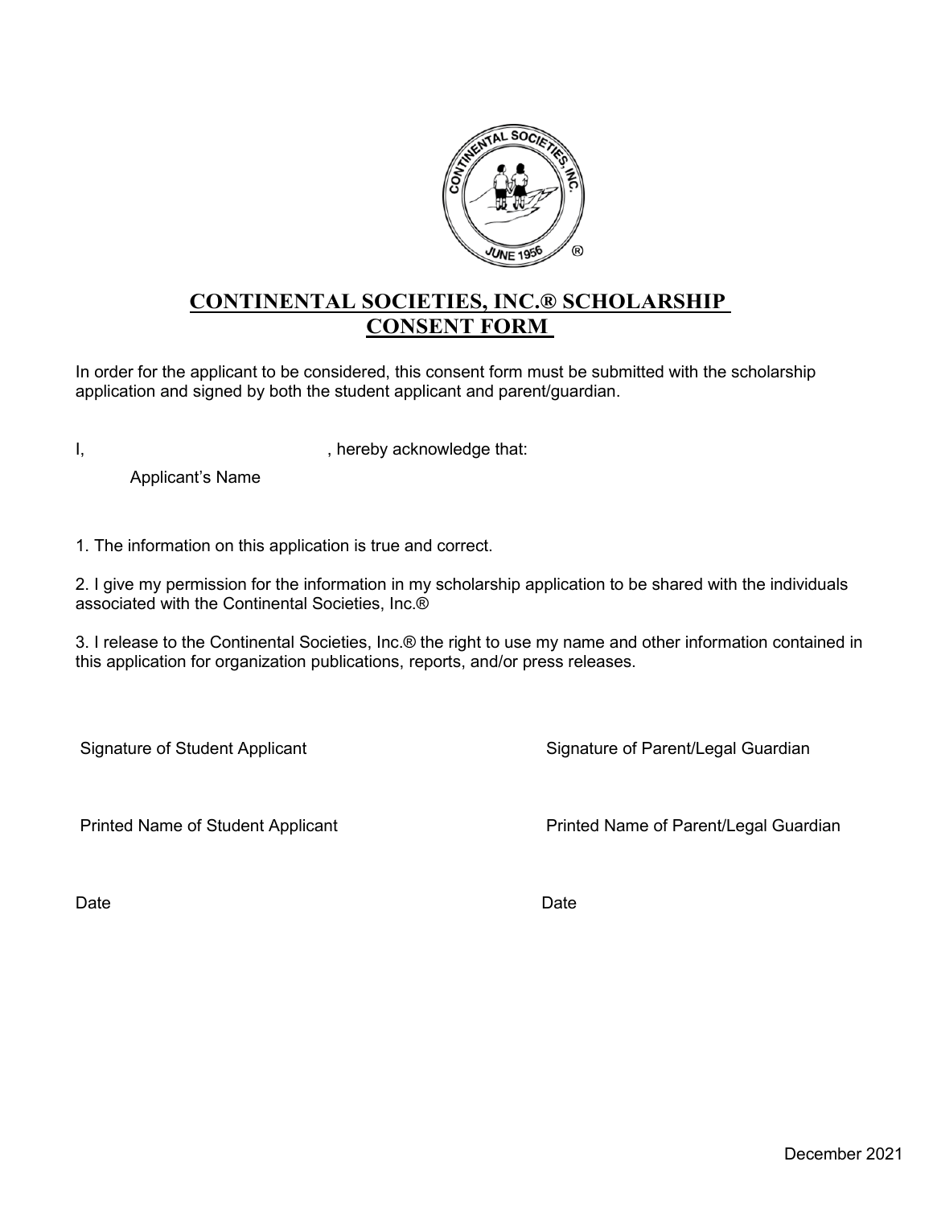# **CONTINENTAL SOCIETIES, INC.® SCHOLARSHIP CONSENT FORM**

In order for the applicant to be considered, this consent form must be submitted with the scholarship application and signed by both the student applicant and parent/guardian.

I, \_\_\_\_\_\_\_\_\_\_\_\_\_\_\_\_\_\_\_\_\_\_\_\_\_\_\_\_\_\_, hereby acknowledge that:

Applicant's Name

1. The information on this application is true and correct.

2. I give my permission for the information in my scholarship application to be shared with the individuals associated with the Continental Societies, Inc.®

3. I release to the Continental Societies, Inc.® the right to use my name and other information contained in this application for organization publications, reports, and/or press releases.

Signature of Student Applicant

Signature of Parent/Legal Guardian

Printed Name of Student Applicant

Printed Name of Parent/Legal Guardian

Date

Date

December 2021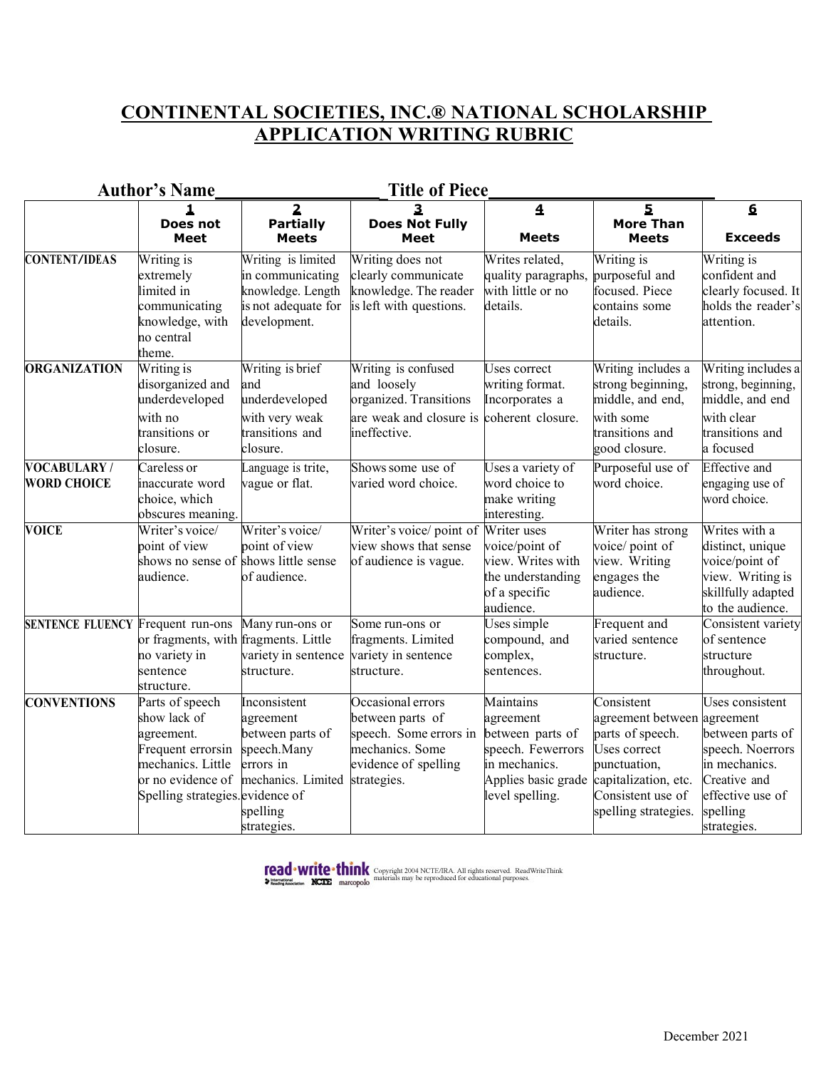# CONTINENTAL SOCIETIES, INC.® NATIONAL SCHOLARSHIP APPLICATION WRITING RUBRIC

**Author's Name__________________ Title of Piece_________________________**

| | 1 Does not Meet | 2 Partially Meets | 3 Does Not Fully Meet | 4 Meets | 5 More Than Meets | 6 Exceeds |
|---|---|---|---|---|---|---|
| **CONTENT/IDEAS** | Writing is extremely limited in communicating knowledge, with no central theme. | Writing is limited in communicating knowledge. Length is not adequate for development. | Writing does not clearly communicate knowledge. The reader is left with questions. | Writes related, quality paragraphs, with little or no details. | Writing is purposeful and focused. Piece contains some details. | Writing is confident and clearly focused. It holds the reader's attention. |
| **ORGANIZATION** | Writing is disorganized and underdeveloped with no transitions or closure. | Writing is brief and underdeveloped with very weak transitions and closure. | Writing is confused and loosely organized. Transitions are weak and closure is ineffective. | Uses correct writing format. Incorporates a coherent closure. | Writing includes a strong beginning, middle, and end, with some transitions and good closure. | Writing includes a strong, beginning, middle, and end with clear transitions and a focused |
| **VOCABULARY / WORD CHOICE** | Careless or inaccurate word choice, which obscures meaning. | Language is trite, vague or flat. | Shows some use of varied word choice. | Uses a variety of word choice to make writing interesting. | Purposeful use of word choice. | Effective and engaging use of word choice. |
| **VOICE** | Writer's voice/ point of view shows no sense of audience. | Writer's voice/ point of view shows little sense of audience. | Writer's voice/ point of view shows that sense of audience is vague. | Writer uses voice/point of view. Writes with the understanding of a specific audience. | Writer has strong voice/ point of view. Writing engages the audience. | Writes with a distinct, unique voice/point of view. Writing is skillfully adapted to the audience. |
| **SENTENCE FLUENCY** | Frequent run-ons or fragments, with no variety in sentence structure. | Many run-ons or fragments. Little variety in sentence structure. | Some run-ons or fragments. Limited variety in sentence structure. | Uses simple compound, and complex, sentences. | Frequent and varied sentence structure. | Consistent variety of sentence structure throughout. |
| **CONVENTIONS** | Parts of speech show lack of agreement. Frequent errorsin mechanics. Little or no evidence of Spelling strategies. | Inconsistent agreement between parts of speech.Many errors in mechanics. Limited evidence of spelling strategies. | Occasional errors between parts of speech. Some errors in mechanics. Some evidence of spelling strategies. | Maintains agreement between parts of speech. Fewerrors in mechanics. Applies basic grade level spelling. | Consistent agreement between parts of speech. Uses correct punctuation, capitalization, etc. Consistent use of spelling strategies. | Uses consistent agreement between parts of speech. Noerrors in mechanics. Creative and effective use of spelling strategies. |

read·write·think Copyright 2004 NCTE/IRA. All rights reserved. ReadWriteThink materials may be reproduced for educational purposes.

December 2021